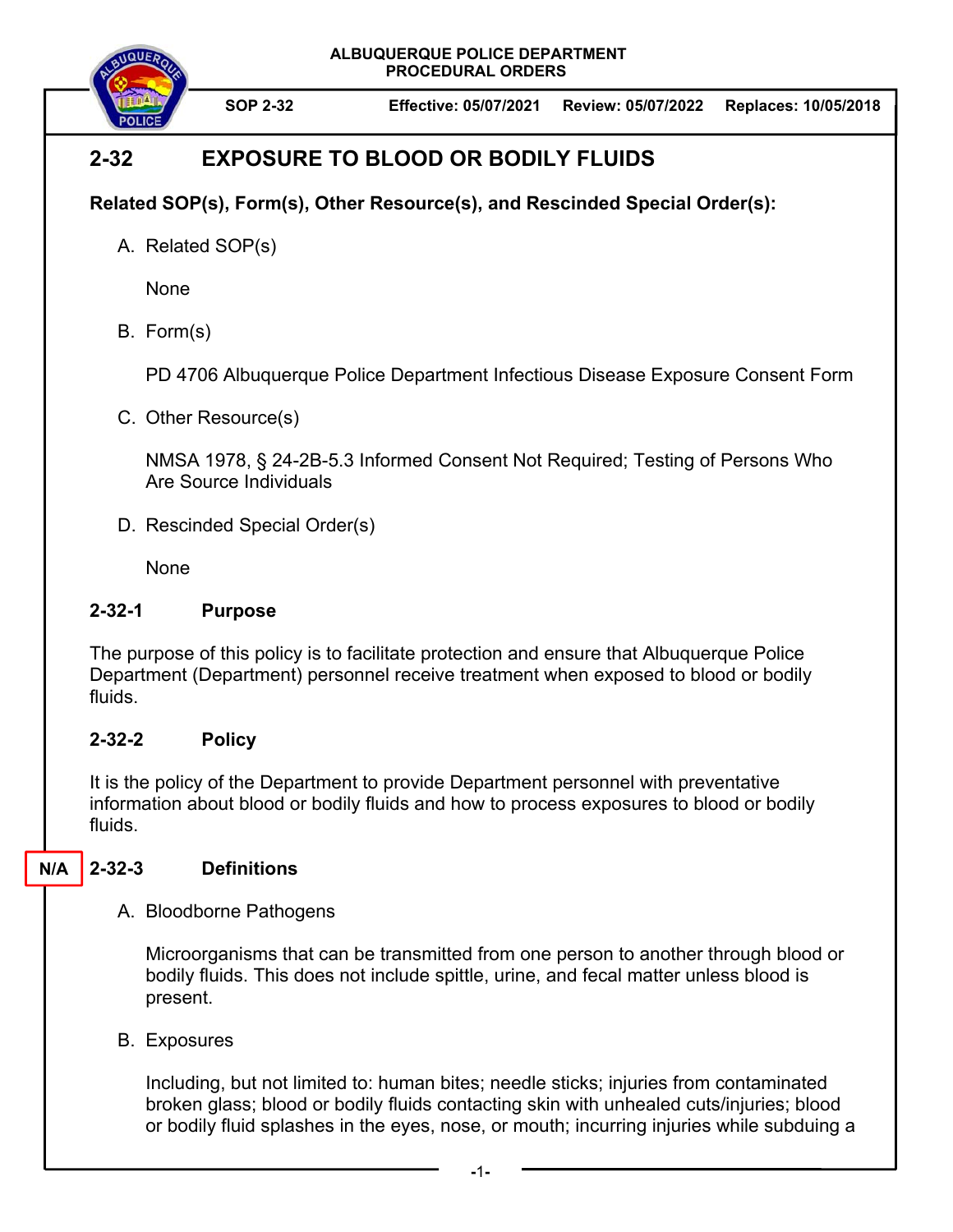ALBUQUERQUE POLICE DEPARTMENT
PROCEDURAL ORDERS

**SOP 2-32** | **Effective: 05/07/2021** | **Review: 05/07/2022** | **Replaces: 10/05/2018**

# 2-32 EXPOSURE TO BLOOD OR BODILY FLUIDS

**Related SOP(s), Form(s), Other Resource(s), and Rescinded Special Order(s):**

A. Related SOP(s)

None

B. Form(s)

PD 4706 Albuquerque Police Department Infectious Disease Exposure Consent Form

C. Other Resource(s)

NMSA 1978, § 24-2B-5.3 Informed Consent Not Required; Testing of Persons Who Are Source Individuals

D. Rescinded Special Order(s)

None

## 2-32-1 Purpose

The purpose of this policy is to facilitate protection and ensure that Albuquerque Police Department (Department) personnel receive treatment when exposed to blood or bodily fluids.

## 2-32-2 Policy

It is the policy of the Department to provide Department personnel with preventative information about blood or bodily fluids and how to process exposures to blood or bodily fluids.

## N/A 2-32-3 Definitions

A. Bloodborne Pathogens

Microorganisms that can be transmitted from one person to another through blood or bodily fluids. This does not include spittle, urine, and fecal matter unless blood is present.

B. Exposures

Including, but not limited to: human bites; needle sticks; injuries from contaminated broken glass; blood or bodily fluids contacting skin with unhealed cuts/injuries; blood or bodily fluid splashes in the eyes, nose, or mouth; incurring injuries while subduing a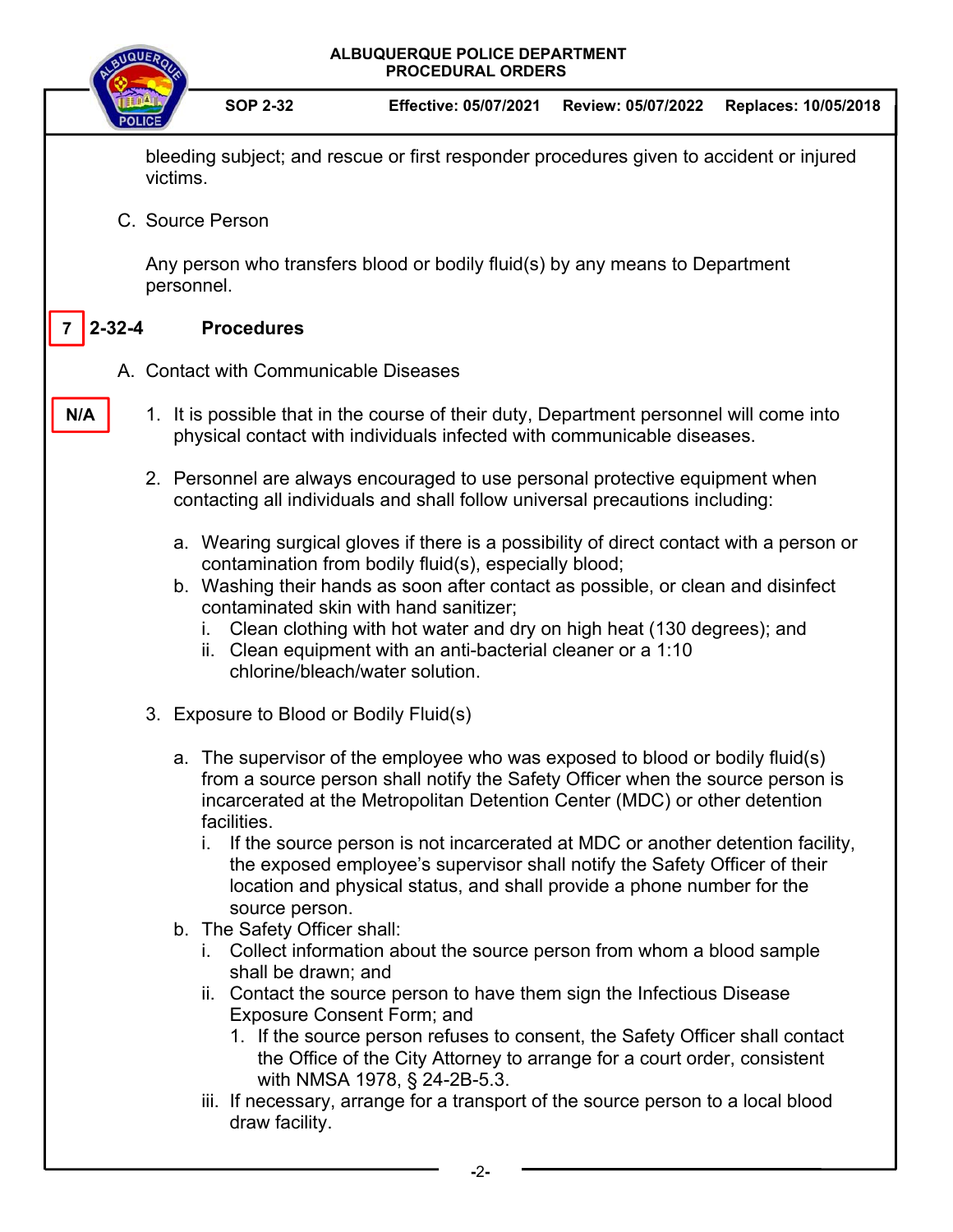bleeding subject; and rescue or first responder procedures given to accident or injured victims.

C. Source Person

Any person who transfers blood or bodily fluid(s) by any means to Department personnel.

## 7 2-32-4 Procedures

A. Contact with Communicable Diseases

N/A

1. It is possible that in the course of their duty, Department personnel will come into physical contact with individuals infected with communicable diseases.

2. Personnel are always encouraged to use personal protective equipment when contacting all individuals and shall follow universal precautions including:

   a. Wearing surgical gloves if there is a possibility of direct contact with a person or contamination from bodily fluid(s), especially blood;
   b. Washing their hands as soon after contact as possible, or clean and disinfect contaminated skin with hand sanitizer;
      i. Clean clothing with hot water and dry on high heat (130 degrees); and
      ii. Clean equipment with an anti-bacterial cleaner or a 1:10 chlorine/bleach/water solution.

3. Exposure to Blood or Bodily Fluid(s)

   a. The supervisor of the employee who was exposed to blood or bodily fluid(s) from a source person shall notify the Safety Officer when the source person is incarcerated at the Metropolitan Detention Center (MDC) or other detention facilities.
      i. If the source person is not incarcerated at MDC or another detention facility, the exposed employee's supervisor shall notify the Safety Officer of their location and physical status, and shall provide a phone number for the source person.
   b. The Safety Officer shall:
      i. Collect information about the source person from whom a blood sample shall be drawn; and
      ii. Contact the source person to have them sign the Infectious Disease Exposure Consent Form; and
         1. If the source person refuses to consent, the Safety Officer shall contact the Office of the City Attorney to arrange for a court order, consistent with NMSA 1978, § 24-2B-5.3.
      iii. If necessary, arrange for a transport of the source person to a local blood draw facility.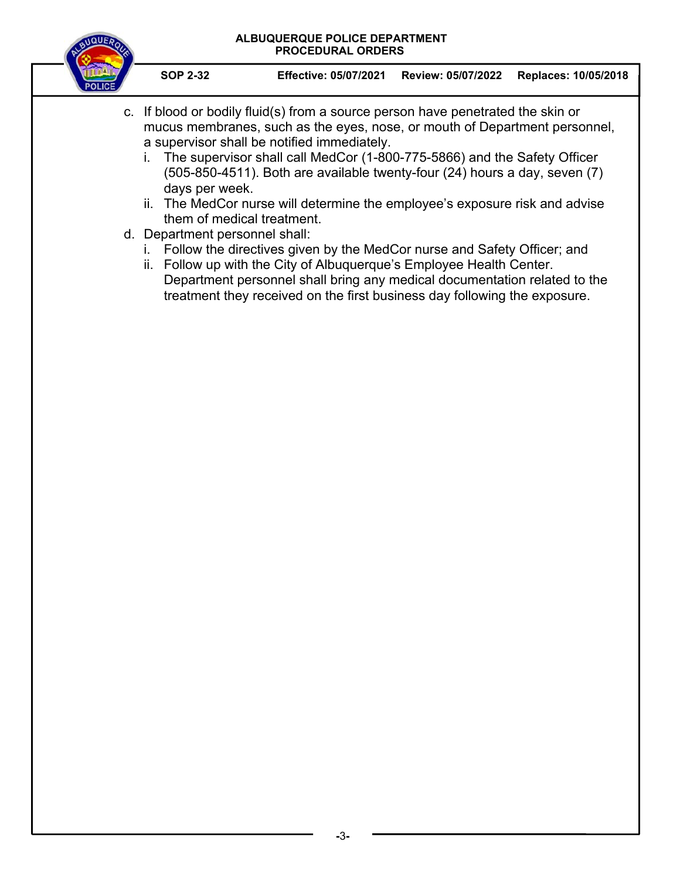c. If blood or bodily fluid(s) from a source person have penetrated the skin or mucus membranes, such as the eyes, nose, or mouth of Department personnel, a supervisor shall be notified immediately.
   i. The supervisor shall call MedCor (1-800-775-5866) and the Safety Officer (505-850-4511). Both are available twenty-four (24) hours a day, seven (7) days per week.
   ii. The MedCor nurse will determine the employee's exposure risk and advise them of medical treatment.

d. Department personnel shall:
   i. Follow the directives given by the MedCor nurse and Safety Officer; and
   ii. Follow up with the City of Albuquerque's Employee Health Center. Department personnel shall bring any medical documentation related to the treatment they received on the first business day following the exposure.